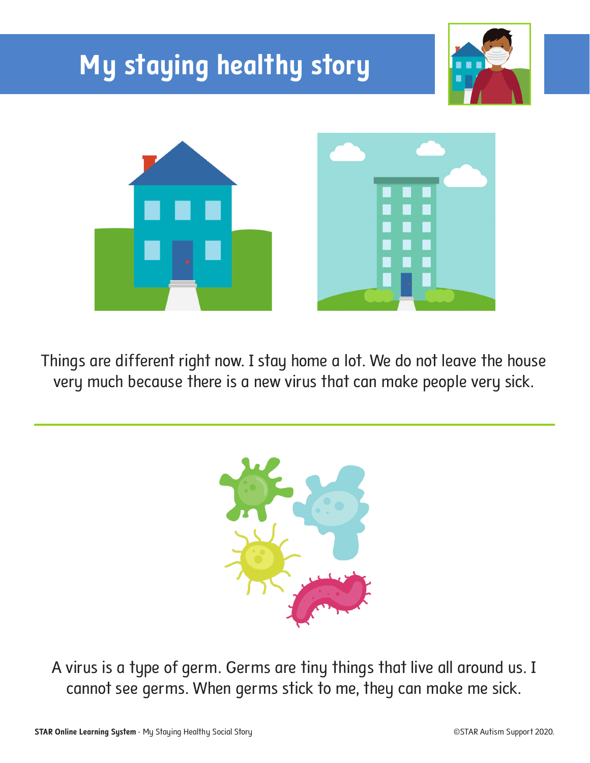# My staying healthy story

Things are different right now. I stay home a lot. We do not leave the house very much because there is a new virus that can make people very sick.

---

A virus is a type of germ. Germs are tiny things that live all around us. I cannot see germs. When germs stick to me, they can make me sick.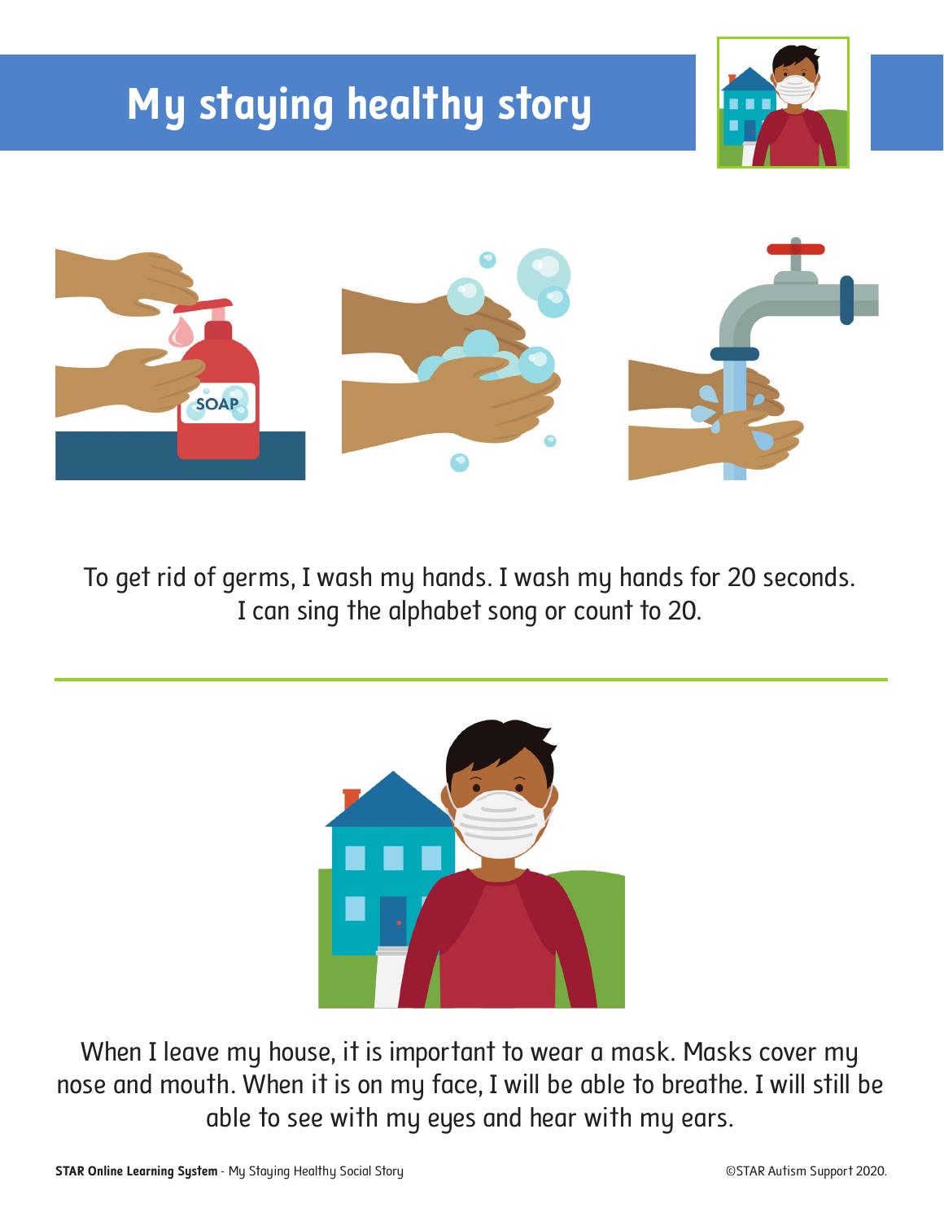# My staying healthy story

To get rid of germs, I wash my hands. I wash my hands for 20 seconds. I can sing the alphabet song or count to 20.

---

When I leave my house, it is important to wear a mask. Masks cover my nose and mouth. When it is on my face, I will be able to breathe. I will still be able to see with my eyes and hear with my ears.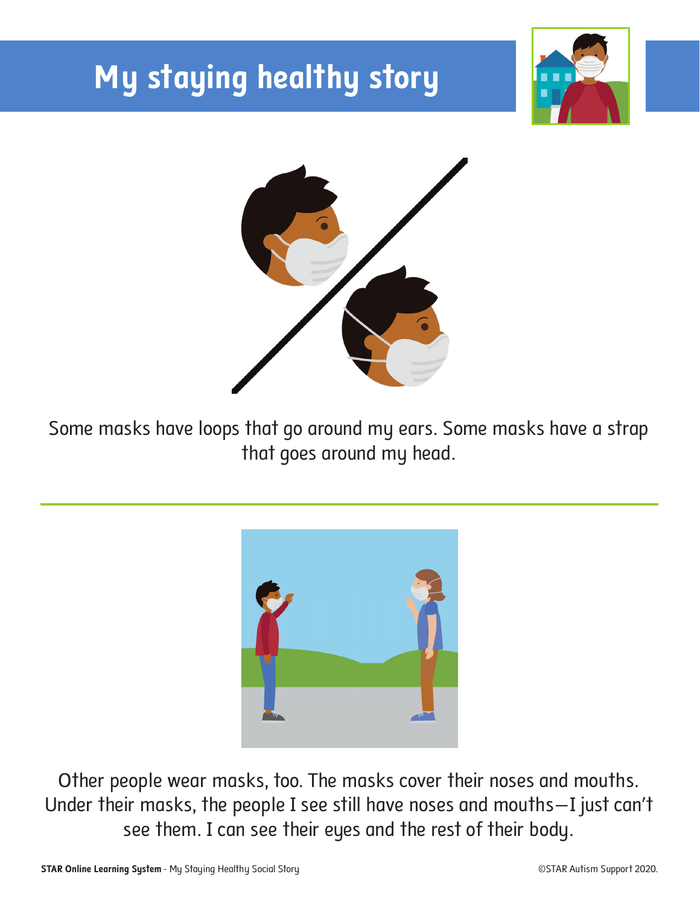# My staying healthy story

Some masks have loops that go around my ears. Some masks have a strap that goes around my head.

---

Other people wear masks, too. The masks cover their noses and mouths. Under their masks, the people I see still have noses and mouths—I just can't see them. I can see their eyes and the rest of their body.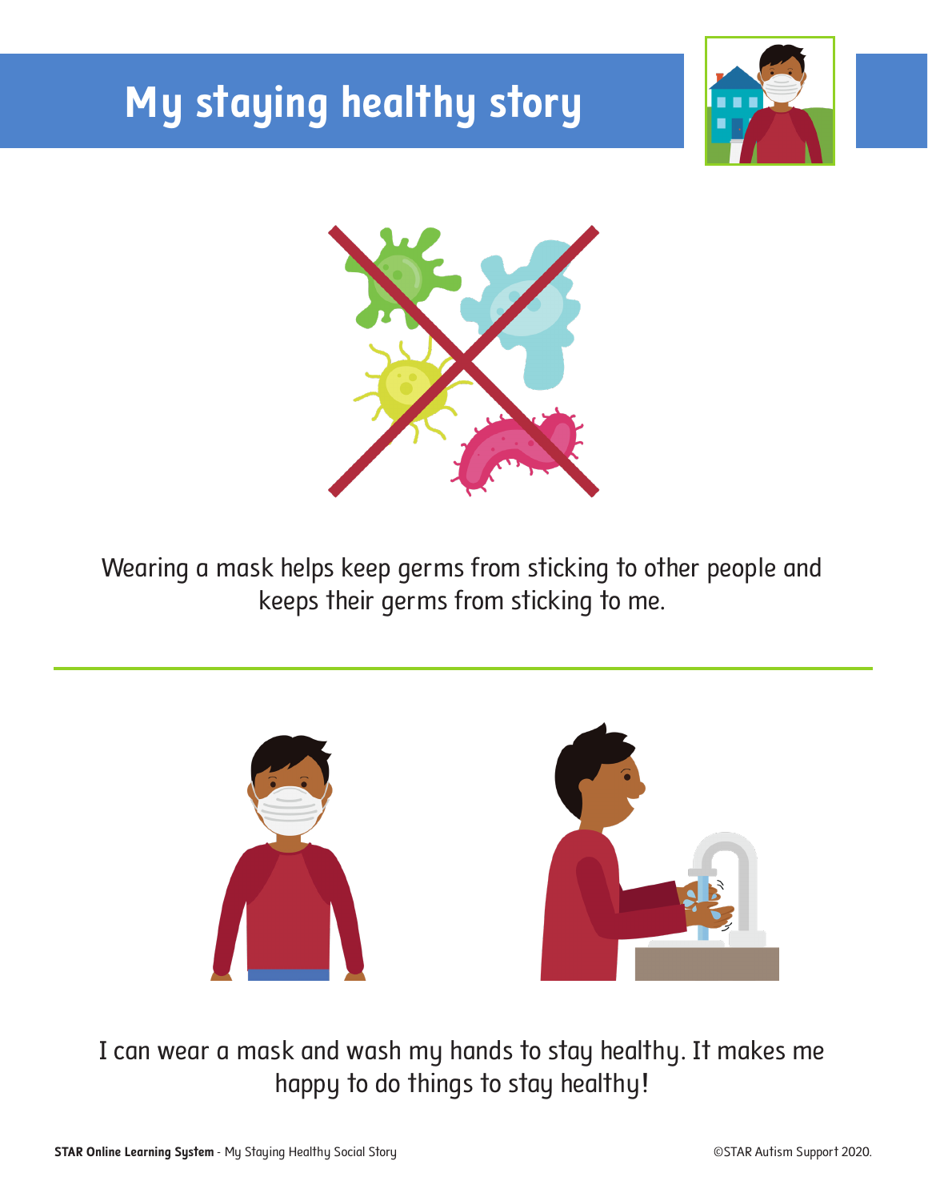# My staying healthy story

Wearing a mask helps keep germs from sticking to other people and keeps their germs from sticking to me.

I can wear a mask and wash my hands to stay healthy. It makes me happy to do things to stay healthy!